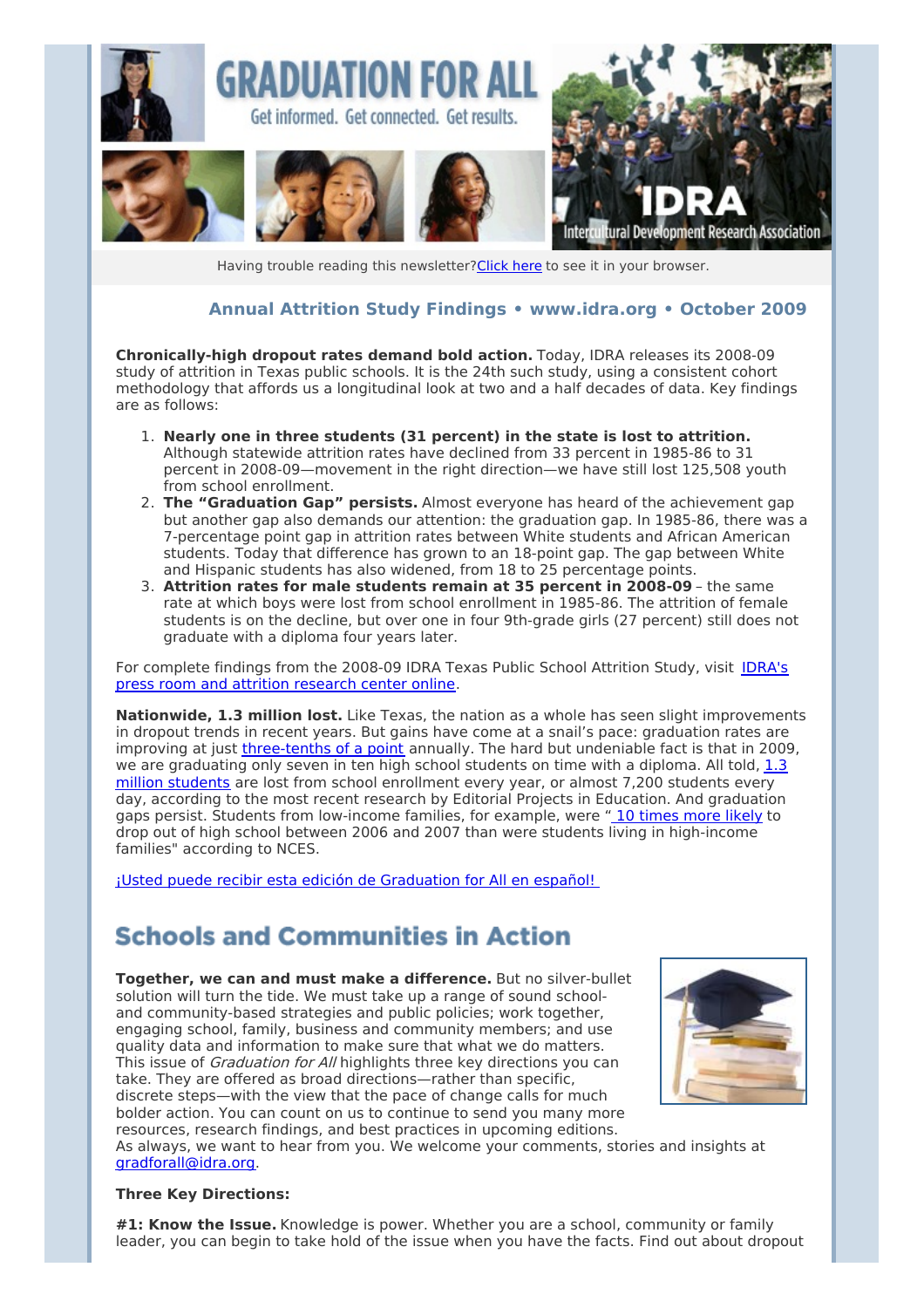# GRADUATION FOR ALL

Get informed. Get connected. Get results.

IDRA Intercultural Development Research Association

Having trouble reading this newsletter? Click here to see it in your browser.

### Annual Attrition Study Findings • www.idra.org • October 2009

**Chronically-high dropout rates demand bold action.** Today, IDRA releases its 2008-09 study of attrition in Texas public schools. It is the 24th such study, using a consistent cohort methodology that affords us a longitudinal look at two and a half decades of data. Key findings are as follows:

1. **Nearly one in three students (31 percent) in the state is lost to attrition.** Although statewide attrition rates have declined from 33 percent in 1985-86 to 31 percent in 2008-09—movement in the right direction—we have still lost 125,508 youth from school enrollment.
2. **The "Graduation Gap" persists.** Almost everyone has heard of the achievement gap but another gap also demands our attention: the graduation gap. In 1985-86, there was a 7-percentage point gap in attrition rates between White students and African American students. Today that difference has grown to an 18-point gap. The gap between White and Hispanic students has also widened, from 18 to 25 percentage points.
3. **Attrition rates for male students remain at 35 percent in 2008-09** – the same rate at which boys were lost from school enrollment in 1985-86. The attrition of female students is on the decline, but over one in four 9th-grade girls (27 percent) still does not graduate with a diploma four years later.

For complete findings from the 2008-09 IDRA Texas Public School Attrition Study, visit IDRA's press room and attrition research center online.

**Nationwide, 1.3 million lost.** Like Texas, the nation as a whole has seen slight improvements in dropout trends in recent years. But gains have come at a snail's pace: graduation rates are improving at just three-tenths of a point annually. The hard but undeniable fact is that in 2009, we are graduating only seven in ten high school students on time with a diploma. All told, 1.3 million students are lost from school enrollment every year, or almost 7,200 students every day, according to the most recent research by Editorial Projects in Education. And graduation gaps persist. Students from low-income families, for example, were " 10 times more likely to drop out of high school between 2006 and 2007 than were students living in high-income families" according to NCES.

¡Usted puede recibir esta edición de Graduation for All en español!

## Schools and Communities in Action

**Together, we can and must make a difference.** But no silver-bullet solution will turn the tide. We must take up a range of sound school- and community-based strategies and public policies; work together, engaging school, family, business and community members; and use quality data and information to make sure that what we do matters. This issue of *Graduation for All* highlights three key directions you can take. They are offered as broad directions—rather than specific, discrete steps—with the view that the pace of change calls for much bolder action. You can count on us to continue to send you many more resources, research findings, and best practices in upcoming editions. As always, we want to hear from you. We welcome your comments, stories and insights at gradforall@idra.org.

**Three Key Directions:**

**#1: Know the Issue.** Knowledge is power. Whether you are a school, community or family leader, you can begin to take hold of the issue when you have the facts. Find out about dropout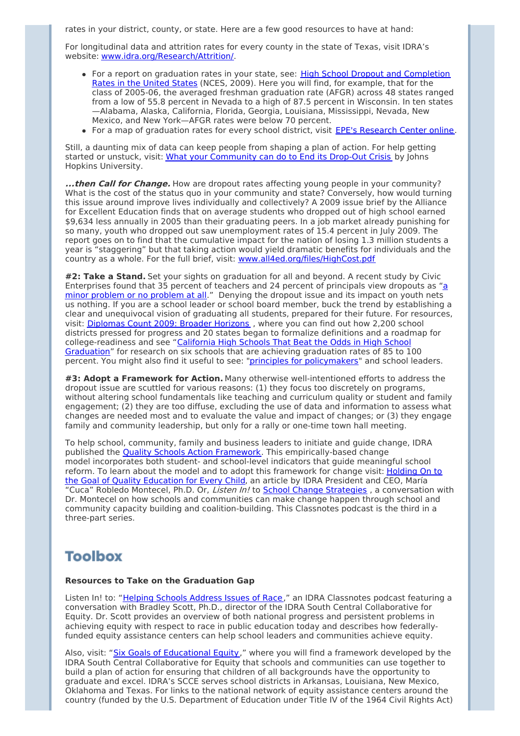rates in your district, county, or state. Here are a few good resources to have at hand:

For longitudinal data and attrition rates for every county in the state of Texas, visit IDRA's website: [www.idra.org/Research/Attrition/](www.idra.org/Research/Attrition/).

- For a report on graduation rates in your state, see: [High School Dropout and Completion Rates in the United States]() (NCES, 2009). Here you will find, for example, that for the class of 2005-06, the averaged freshman graduation rate (AFGR) across 48 states ranged from a low of 55.8 percent in Nevada to a high of 87.5 percent in Wisconsin. In ten states—Alabama, Alaska, California, Florida, Georgia, Louisiana, Mississippi, Nevada, New Mexico, and New York—AFGR rates were below 70 percent.
- For a map of graduation rates for every school district, visit [EPE's Research Center online]().

Still, a daunting mix of data can keep people from shaping a plan of action. For help getting started or unstuck, visit: [What your Community can do to End its Drop-Out Crisis]() by Johns Hopkins University.

***...then Call for Change.*** How are dropout rates affecting young people in your community? What is the cost of the status quo in your community and state? Conversely, how would turning this issue around improve lives individually and collectively? A 2009 issue brief by the Alliance for Excellent Education finds that on average students who dropped out of high school earned $9,634 less annually in 2005 than their graduating peers. In a job market already punishing for so many, youth who dropped out saw unemployment rates of 15.4 percent in July 2009. The report goes on to find that the cumulative impact for the nation of losing 1.3 million students a year is "staggering" but that taking action would yield dramatic benefits for individuals and the country as a whole. For the full brief, visit: [www.all4ed.org/files/HighCost.pdf](www.all4ed.org/files/HighCost.pdf)

**#2: Take a Stand.** Set your sights on graduation for all and beyond. A recent study by Civic Enterprises found that 35 percent of teachers and 24 percent of principals view dropouts as "[a minor problem or no problem at all]()." Denying the dropout issue and its impact on youth nets us nothing. If you are a school leader or school board member, buck the trend by establishing a clear and unequivocal vision of graduating all students, prepared for their future. For resources, visit: [Diplomas Count 2009: Broader Horizons](), where you can find out how 2,200 school districts pressed for progress and 20 states began to formalize definitions and a roadmap for college-readiness and see "[California High Schools That Beat the Odds in High School Graduation]()" for research on six schools that are achieving graduation rates of 85 to 100 percent. You might also find it useful to see: "[principles for policymakers]()" and school leaders.

**#3: Adopt a Framework for Action.** Many otherwise well-intentioned efforts to address the dropout issue are scuttled for various reasons: (1) they focus too discretely on programs, without altering school fundamentals like teaching and curriculum quality or student and family engagement; (2) they are too diffuse, excluding the use of data and information to assess what changes are needed most and to evaluate the value and impact of changes; or (3) they engage family and community leadership, but only for a rally or one-time town hall meeting.

To help school, community, family and business leaders to initiate and guide change, IDRA published the [Quality Schools Action Framework](). This empirically-based change model incorporates both student- and school-level indicators that guide meaningful school reform. To learn about the model and to adopt this framework for change visit: [Holding On to the Goal of Quality Education for Every Child](), an article by IDRA President and CEO, María "Cuca" Robledo Montecel, Ph.D. Or, *Listen In!* to [School Change Strategies](), a conversation with Dr. Montecel on how schools and communities can make change happen through school and community capacity building and coalition-building. This Classnotes podcast is the third in a three-part series.

## Toolbox

**Resources to Take on the Graduation Gap**

Listen In! to: "[Helping Schools Address Issues of Race]()," an IDRA Classnotes podcast featuring a conversation with Bradley Scott, Ph.D., director of the IDRA South Central Collaborative for Equity. Dr. Scott provides an overview of both national progress and persistent problems in achieving equity with respect to race in public education today and describes how federally-funded equity assistance centers can help school leaders and communities achieve equity.

Also, visit: "[Six Goals of Educational Equity]()," where you will find a framework developed by the IDRA South Central Collaborative for Equity that schools and communities can use together to build a plan of action for ensuring that children of all backgrounds have the opportunity to graduate and excel. IDRA's SCCE serves school districts in Arkansas, Louisiana, New Mexico, Oklahoma and Texas. For links to the national network of equity assistance centers around the country (funded by the U.S. Department of Education under Title IV of the 1964 Civil Rights Act)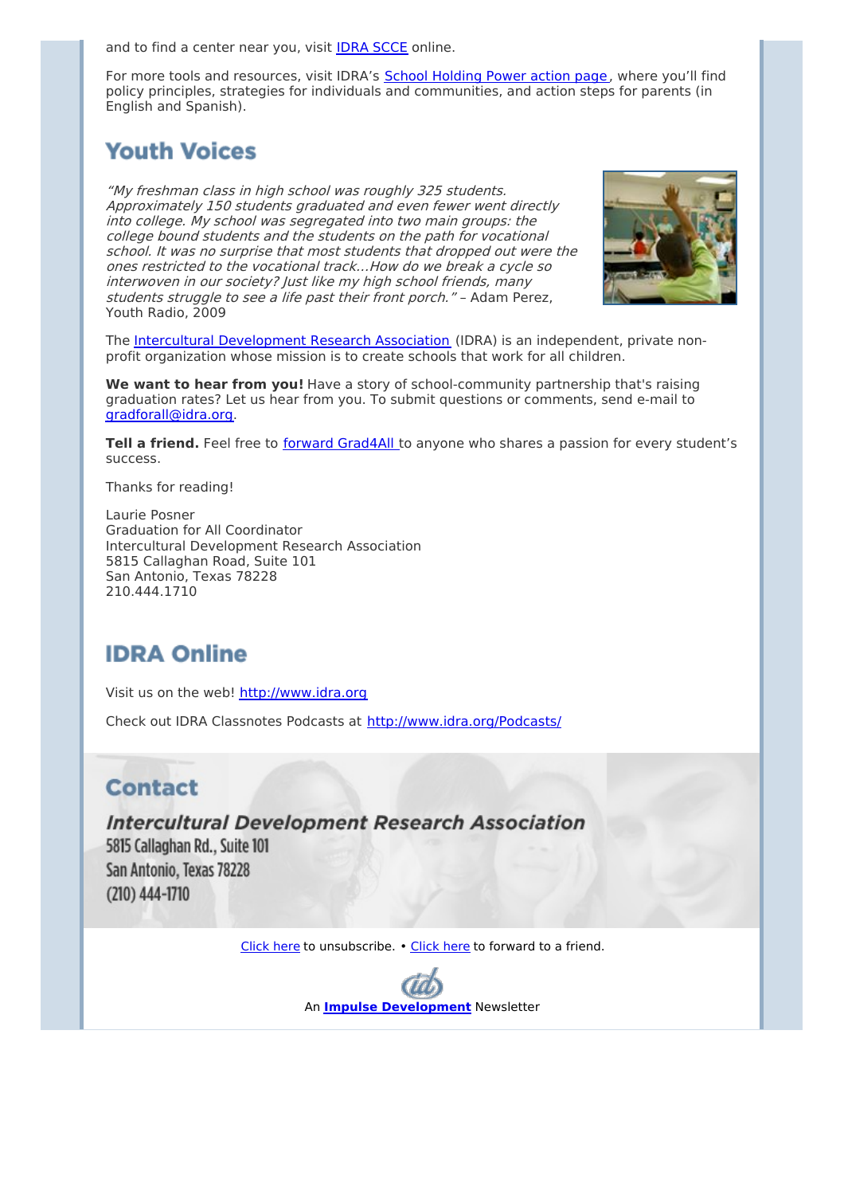and to find a center near you, visit IDRA SCCE online.

For more tools and resources, visit IDRA's School Holding Power action page, where you'll find policy principles, strategies for individuals and communities, and action steps for parents (in English and Spanish).

## Youth Voices

*"My freshman class in high school was roughly 325 students. Approximately 150 students graduated and even fewer went directly into college. My school was segregated into two main groups: the college bound students and the students on the path for vocational school. It was no surprise that most students that dropped out were the ones restricted to the vocational track…How do we break a cycle so interwoven in our society? Just like my high school friends, many students struggle to see a life past their front porch."* – Adam Perez, Youth Radio, 2009

The Intercultural Development Research Association (IDRA) is an independent, private non-profit organization whose mission is to create schools that work for all children.

**We want to hear from you!** Have a story of school-community partnership that's raising graduation rates? Let us hear from you. To submit questions or comments, send e-mail to gradforall@idra.org.

**Tell a friend.** Feel free to forward Grad4All to anyone who shares a passion for every student's success.

Thanks for reading!

Laurie Posner
Graduation for All Coordinator
Intercultural Development Research Association
5815 Callaghan Road, Suite 101
San Antonio, Texas 78228
210.444.1710

## IDRA Online

Visit us on the web! http://www.idra.org

Check out IDRA Classnotes Podcasts at http://www.idra.org/Podcasts/

## Contact

***Intercultural Development Research Association***
5815 Callaghan Rd., Suite 101
San Antonio, Texas 78228
(210) 444-1710

Click here to unsubscribe. • Click here to forward to a friend.

An **Impulse Development** Newsletter